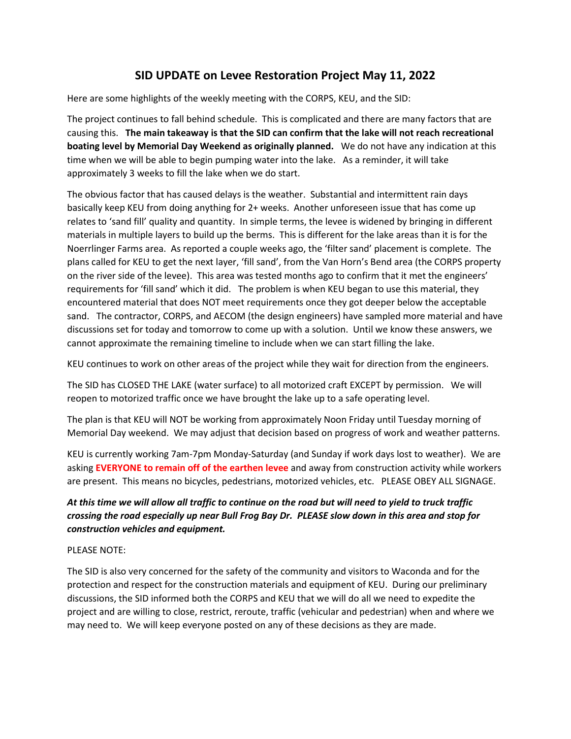# SID UPDATE on Levee Restoration Project May 11, 2022

Here are some highlights of the weekly meeting with the CORPS, KEU, and the SID:

The project continues to fall behind schedule. This is complicated and there are many factors that are causing this. **The main takeaway is that the SID can confirm that the lake will not reach recreational boating level by Memorial Day Weekend as originally planned.** We do not have any indication at this time when we will be able to begin pumping water into the lake. As a reminder, it will take approximately 3 weeks to fill the lake when we do start.

The obvious factor that has caused delays is the weather. Substantial and intermittent rain days basically keep KEU from doing anything for 2+ weeks. Another unforeseen issue that has come up relates to 'sand fill' quality and quantity. In simple terms, the levee is widened by bringing in different materials in multiple layers to build up the berms. This is different for the lake areas than it is for the Noerrlinger Farms area. As reported a couple weeks ago, the 'filter sand' placement is complete. The plans called for KEU to get the next layer, 'fill sand', from the Van Horn's Bend area (the CORPS property on the river side of the levee). This area was tested months ago to confirm that it met the engineers' requirements for 'fill sand' which it did. The problem is when KEU began to use this material, they encountered material that does NOT meet requirements once they got deeper below the acceptable sand. The contractor, CORPS, and AECOM (the design engineers) have sampled more material and have discussions set for today and tomorrow to come up with a solution. Until we know these answers, we cannot approximate the remaining timeline to include when we can start filling the lake.

KEU continues to work on other areas of the project while they wait for direction from the engineers.

The SID has CLOSED THE LAKE (water surface) to all motorized craft EXCEPT by permission. We will reopen to motorized traffic once we have brought the lake up to a safe operating level.

The plan is that KEU will NOT be working from approximately Noon Friday until Tuesday morning of Memorial Day weekend. We may adjust that decision based on progress of work and weather patterns.

KEU is currently working 7am-7pm Monday-Saturday (and Sunday if work days lost to weather). We are asking **EVERYONE to remain off of the earthen levee** and away from construction activity while workers are present. This means no bicycles, pedestrians, motorized vehicles, etc. PLEASE OBEY ALL SIGNAGE.

***At this time we will allow all traffic to continue on the road but will need to yield to truck traffic crossing the road especially up near Bull Frog Bay Dr. PLEASE slow down in this area and stop for construction vehicles and equipment.***

PLEASE NOTE:

The SID is also very concerned for the safety of the community and visitors to Waconda and for the protection and respect for the construction materials and equipment of KEU. During our preliminary discussions, the SID informed both the CORPS and KEU that we will do all we need to expedite the project and are willing to close, restrict, reroute, traffic (vehicular and pedestrian) when and where we may need to. We will keep everyone posted on any of these decisions as they are made.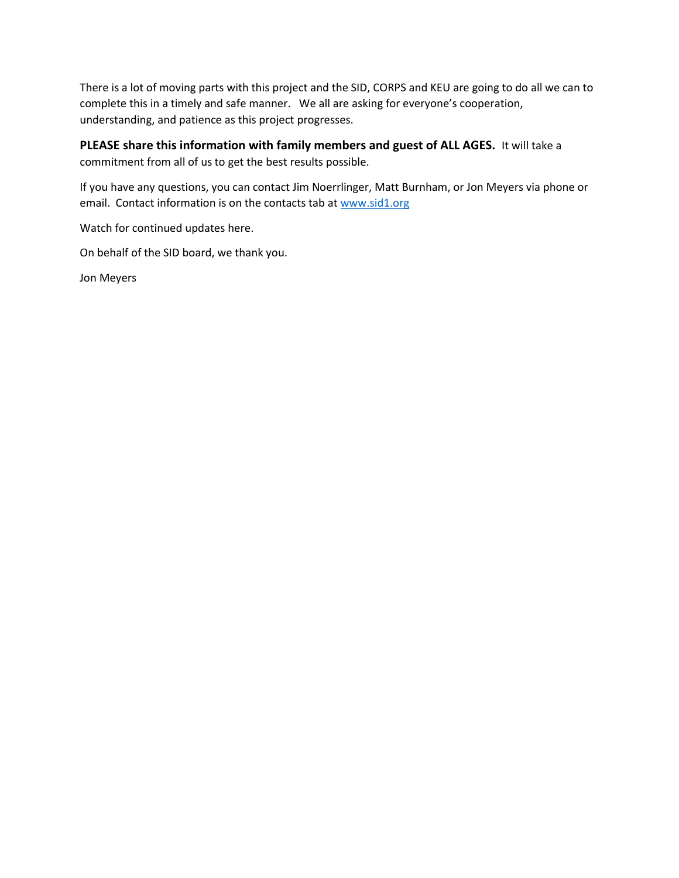There is a lot of moving parts with this project and the SID, CORPS and KEU are going to do all we can to complete this in a timely and safe manner. We all are asking for everyone's cooperation, understanding, and patience as this project progresses.

**PLEASE share this information with family members and guest of ALL AGES.** It will take a commitment from all of us to get the best results possible.

If you have any questions, you can contact Jim Noerrlinger, Matt Burnham, or Jon Meyers via phone or email. Contact information is on the contacts tab at [www.sid1.org](www.sid1.org)

Watch for continued updates here.

On behalf of the SID board, we thank you.

Jon Meyers